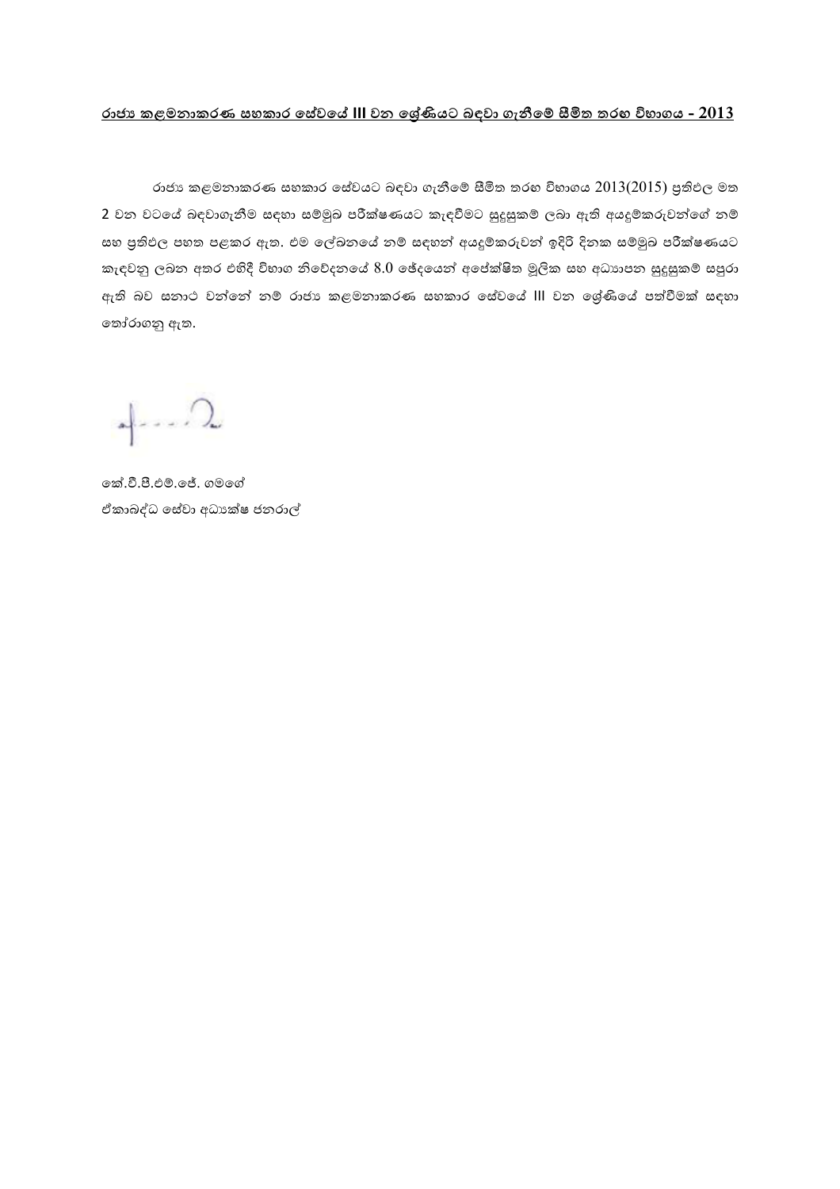**<u>රාජ්‍ය කළමනාකරණ සහකාර සේවයේ III වන ශ්‍රේණියට බඳවා ගැනීමේ සීමිත තරඟ විභාගය - 2013</u>**

රාජ්‍ය කළමනාකරණ සහකාර සේවයට බඳවා ගැනීමේ සීමිත තරඟ විභාගය 2013(2015) ප්‍රතිඵල මත 2 වන වටයේ බඳවාගැනීම සඳහා සම්මුඛ පරීක්ෂණයට කැඳවීමට සුදුසුකම් ලබා ඇති අයදුම්කරුවන්ගේ නම් සහ ප්‍රතිඵල පහත පළකර ඇත. එම ලේඛනයේ නම් සඳහන් අයදුම්කරුවන් ඉදිරි දිනක සම්මුඛ පරීක්ෂණයට කැඳවනු ලබන අතර එහිදී විභාග නිවේදනයේ 8.0 ඡේදයෙන් අපේක්ෂිත මූලික සහ අධ්‍යාපන සුදුසුකම් සපුරා ඇති බව සනාථ වන්නේ නම් රාජ්‍ය කළමනාකරණ සහකාර සේවයේ III වන ශ්‍රේණියේ පත්වීමක් සඳහා තෝරාගනු ඇත.

කේ.වී.පී.එම්.ජේ. ගමගේ
ඒකාබද්ධ සේවා අධ්‍යක්ෂ ජනරාල්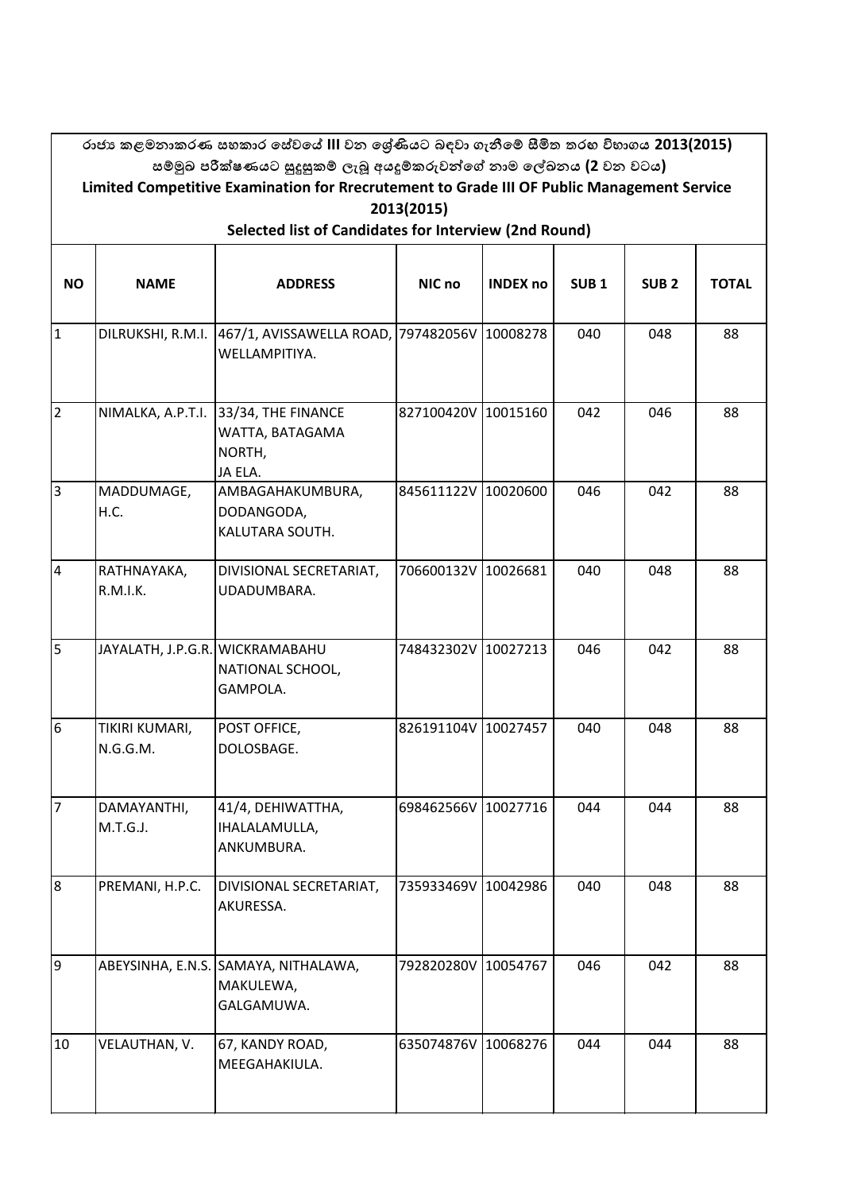රාජ්‍ය කළමනාකරණ සහකාර සේවයේ III වන ශ්‍රේණියට බඳවා ගැනීමේ සීමිත තරඟ විභාගය 2013(2015)
සම්මුඛ පරීක්ෂණයට සුදුසුකම් ලැබූ අයදුම්කරුවන්ගේ නාම ලේඛනය (2 වන වටය)

Limited Competitive Examination for Rrecrutement to Grade III OF Public Management Service 2013(2015)

Selected list of Candidates for Interview (2nd Round)

| NO | NAME | ADDRESS | NIC no | INDEX no | SUB 1 | SUB 2 | TOTAL |
|---|---|---|---|---|---|---|---|
| 1 | DILRUKSHI, R.M.I. | 467/1, AVISSAWELLA ROAD, WELLAMPITIYA. | 797482056V | 10008278 | 040 | 048 | 88 |
| 2 | NIMALKA, A.P.T.I. | 33/34, THE FINANCE WATTA, BATAGAMA NORTH, JA ELA. | 827100420V | 10015160 | 042 | 046 | 88 |
| 3 | MADDUMAGE, H.C. | AMBAGAHAKUMBURA, DODANGODA, KALUTARA SOUTH. | 845611122V | 10020600 | 046 | 042 | 88 |
| 4 | RATHNAYAKA, R.M.I.K. | DIVISIONAL SECRETARIAT, UDADUMBARA. | 706600132V | 10026681 | 040 | 048 | 88 |
| 5 | JAYALATH, J.P.G.R. | WICKRAMABAHU NATIONAL SCHOOL, GAMPOLA. | 748432302V | 10027213 | 046 | 042 | 88 |
| 6 | TIKIRI KUMARI, N.G.G.M. | POST OFFICE, DOLOSBAGE. | 826191104V | 10027457 | 040 | 048 | 88 |
| 7 | DAMAYANTHI, M.T.G.J. | 41/4, DEHIWATTHA, IHALALAMULLA, ANKUMBURA. | 698462566V | 10027716 | 044 | 044 | 88 |
| 8 | PREMANI, H.P.C. | DIVISIONAL SECRETARIAT, AKURESSA. | 735933469V | 10042986 | 040 | 048 | 88 |
| 9 | ABEYSINHA, E.N.S. | SAMAYA, NITHALAWA, MAKULEWA, GALGAMUWA. | 792820280V | 10054767 | 046 | 042 | 88 |
| 10 | VELAUTHAN, V. | 67, KANDY ROAD, MEEGAHAKIULA. | 635074876V | 10068276 | 044 | 044 | 88 |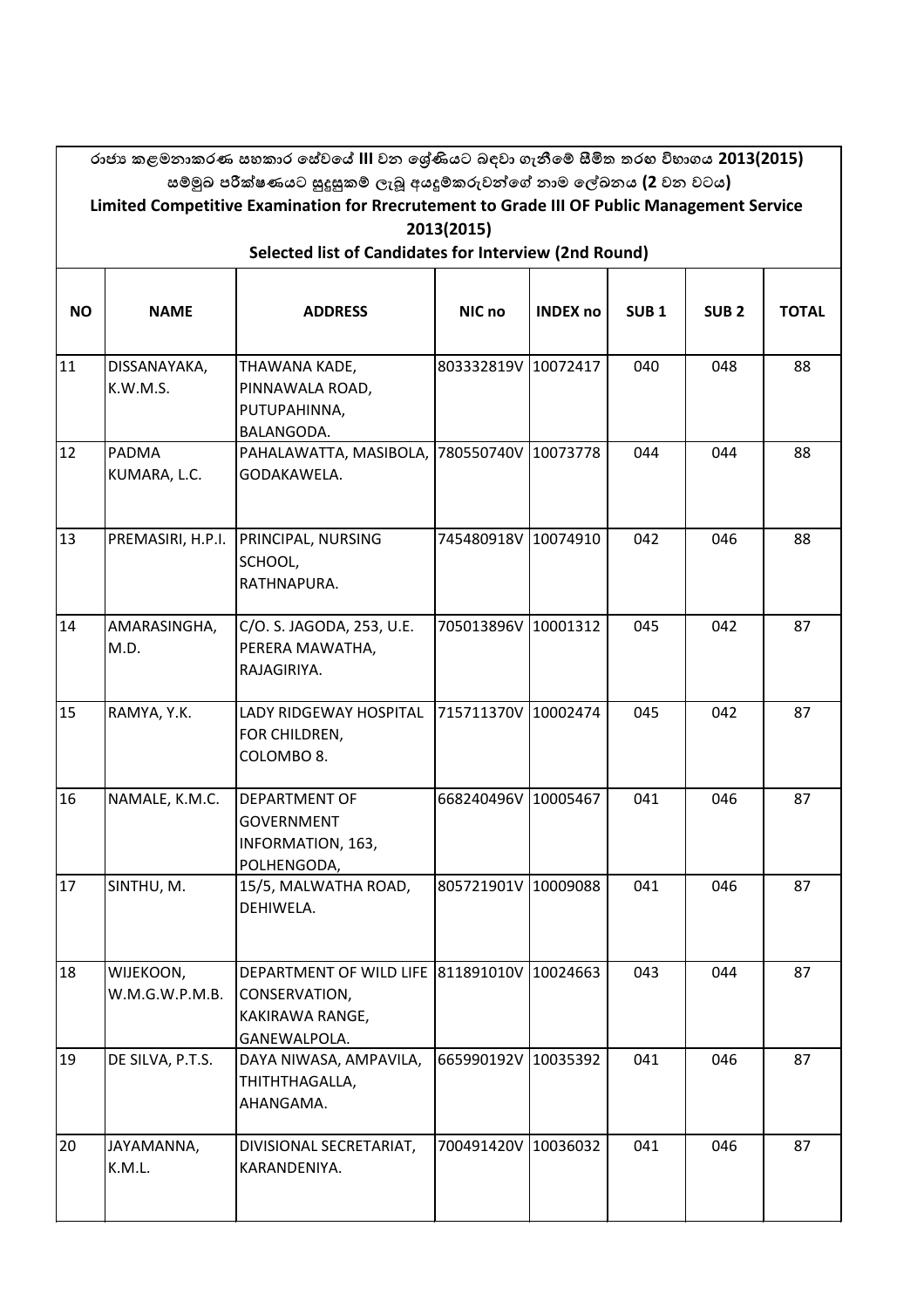රාජ්‍ය කළමනාකරණ සහකාර සේවයේ III වන ශ්‍රේණියට බඳවා ගැනීමේ සීමිත තරඟ විභාගය 2013(2015)
සම්මුඛ පරීක්ෂණයට සුදුසුකම් ලැබූ අයදුම්කරුවන්ගේ නාම ලේඛනය (2 වන වටය)

**Limited Competitive Examination for Rrecrutement to Grade III OF Public Management Service 2013(2015)**

**Selected list of Candidates for Interview (2nd Round)**

| NO | NAME | ADDRESS | NIC no | INDEX no | SUB 1 | SUB 2 | TOTAL |
|---|---|---|---|---|---|---|---|
| 11 | DISSANAYAKA, K.W.M.S. | THAWANA KADE, PINNAWALA ROAD, PUTUPAHINNA, BALANGODA. | 803332819V | 10072417 | 040 | 048 | 88 |
| 12 | PADMA KUMARA, L.C. | PAHALAWATTA, MASIBOLA, GODAKAWELA. | 780550740V | 10073778 | 044 | 044 | 88 |
| 13 | PREMASIRI, H.P.I. | PRINCIPAL, NURSING SCHOOL, RATHNAPURA. | 745480918V | 10074910 | 042 | 046 | 88 |
| 14 | AMARASINGHA, M.D. | C/O. S. JAGODA, 253, U.E. PERERA MAWATHA, RAJAGIRIYA. | 705013896V | 10001312 | 045 | 042 | 87 |
| 15 | RAMYA, Y.K. | LADY RIDGEWAY HOSPITAL FOR CHILDREN, COLOMBO 8. | 715711370V | 10002474 | 045 | 042 | 87 |
| 16 | NAMALE, K.M.C. | DEPARTMENT OF GOVERNMENT INFORMATION, 163, POLHENGODA, | 668240496V | 10005467 | 041 | 046 | 87 |
| 17 | SINTHU, M. | 15/5, MALWATHA ROAD, DEHIWELA. | 805721901V | 10009088 | 041 | 046 | 87 |
| 18 | WIJEKOON, W.M.G.W.P.M.B. | DEPARTMENT OF WILD LIFE CONSERVATION, KAKIRAWA RANGE, GANEWALPOLA. | 811891010V | 10024663 | 043 | 044 | 87 |
| 19 | DE SILVA, P.T.S. | DAYA NIWASA, AMPAVILA, THITHTHAGALLA, AHANGAMA. | 665990192V | 10035392 | 041 | 046 | 87 |
| 20 | JAYAMANNA, K.M.L. | DIVISIONAL SECRETARIAT, KARANDENIYA. | 700491420V | 10036032 | 041 | 046 | 87 |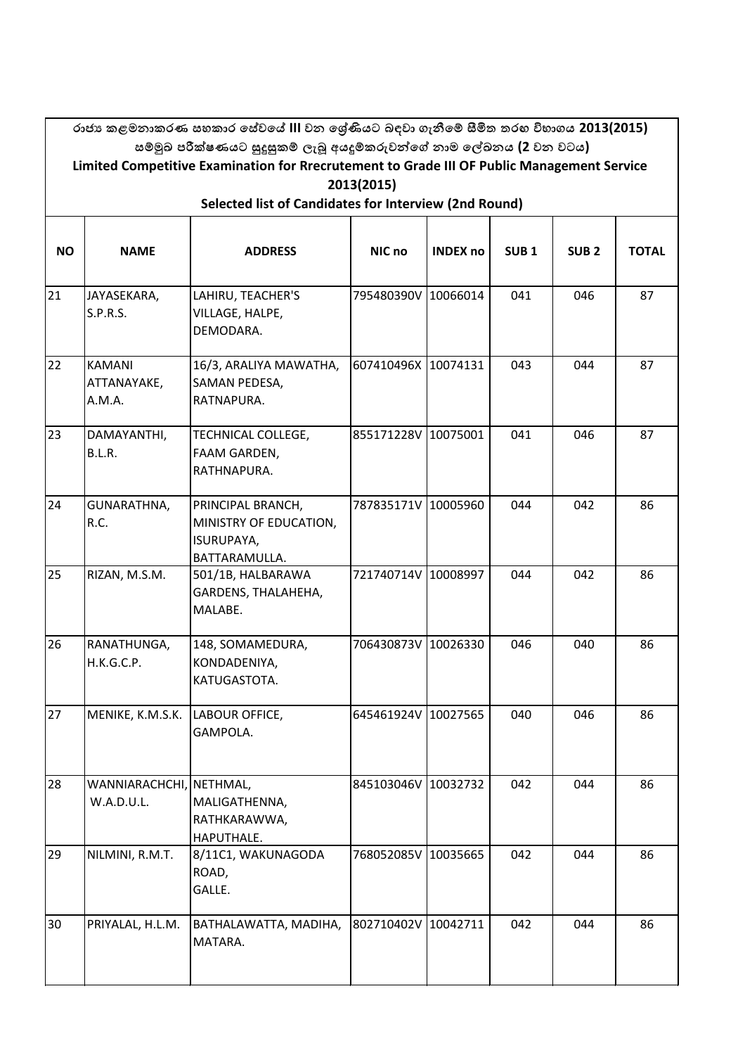රාජ්‍ය කළමනාකරණ සහකාර සේවයේ III වන ශ්‍රේණියට බඳවා ගැනීමේ සීමිත තරඟ විභාගය 2013(2015)
සම්මුඛ පරීක්ෂණයට සුදුසුකම් ලැබූ අයදුම්කරුවන්ගේ නාම ලේඛනය (2 වන වටය)

**Limited Competitive Examination for Rrecrutement to Grade III OF Public Management Service 2013(2015)**

**Selected list of Candidates for Interview (2nd Round)**

| NO | NAME | ADDRESS | NIC no | INDEX no | SUB 1 | SUB 2 | TOTAL |
|---|---|---|---|---|---|---|---|
| 21 | JAYASEKARA, S.P.R.S. | LAHIRU, TEACHER'S VILLAGE, HALPE, DEMODARA. | 795480390V | 10066014 | 041 | 046 | 87 |
| 22 | KAMANI ATTANAYAKE, A.M.A. | 16/3, ARALIYA MAWATHA, SAMAN PEDESA, RATNAPURA. | 607410496X | 10074131 | 043 | 044 | 87 |
| 23 | DAMAYANTHI, B.L.R. | TECHNICAL COLLEGE, FAAM GARDEN, RATHNAPURA. | 855171228V | 10075001 | 041 | 046 | 87 |
| 24 | GUNARATHNA, R.C. | PRINCIPAL BRANCH, MINISTRY OF EDUCATION, ISURUPAYA, BATTARAMULLA. | 787835171V | 10005960 | 044 | 042 | 86 |
| 25 | RIZAN, M.S.M. | 501/1B, HALBARAWA GARDENS, THALAHEHA, MALABE. | 721740714V | 10008997 | 044 | 042 | 86 |
| 26 | RANATHUNGA, H.K.G.C.P. | 148, SOMAMEDURA, KONDADENIYA, KATUGASTOTA. | 706430873V | 10026330 | 046 | 040 | 86 |
| 27 | MENIKE, K.M.S.K. | LABOUR OFFICE, GAMPOLA. | 645461924V | 10027565 | 040 | 046 | 86 |
| 28 | WANNIARACHCHI, W.A.D.U.L. | NETHMAL, MALIGATHENNA, RATHKARAWWA, HAPUTHALE. | 845103046V | 10032732 | 042 | 044 | 86 |
| 29 | NILMINI, R.M.T. | 8/11C1, WAKUNAGODA ROAD, GALLE. | 768052085V | 10035665 | 042 | 044 | 86 |
| 30 | PRIYALAL, H.L.M. | BATHALAWATTA, MADIHA, MATARA. | 802710402V | 10042711 | 042 | 044 | 86 |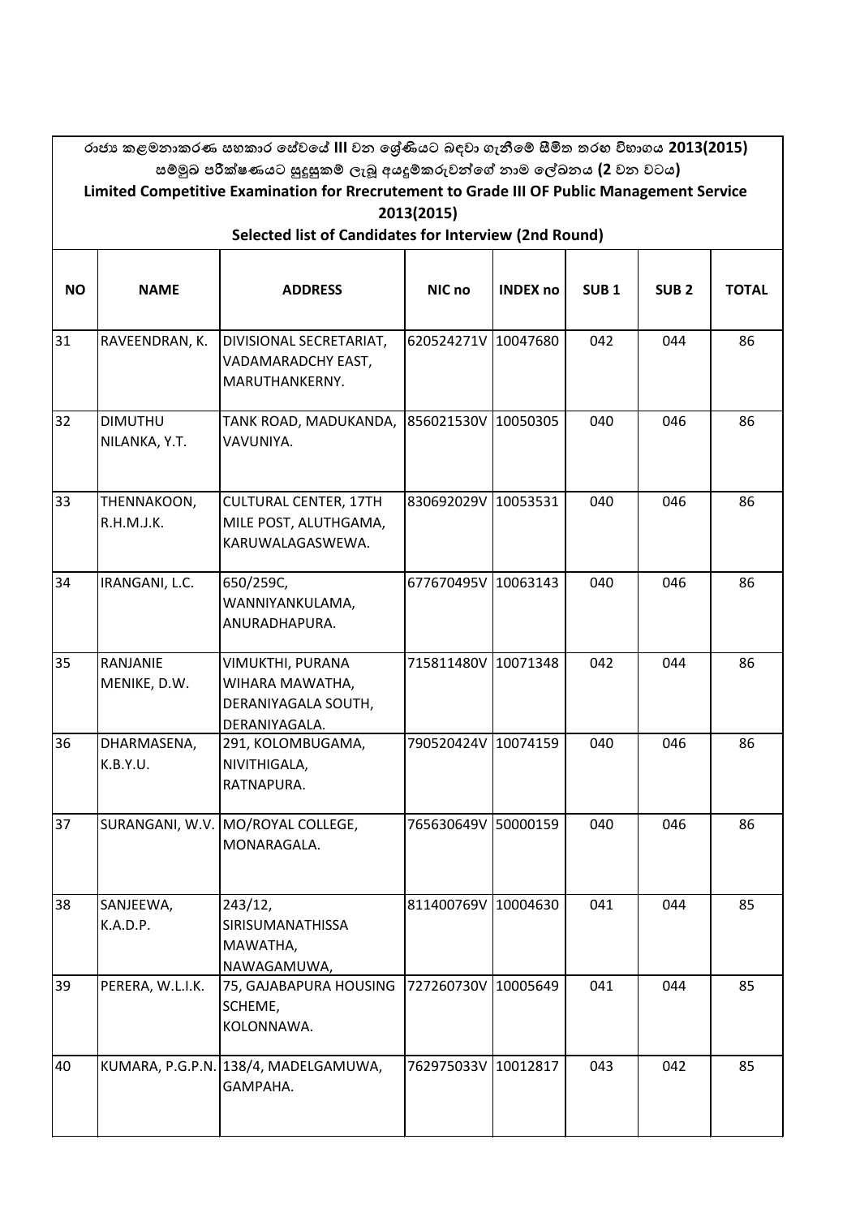රාජ්‍ය කළමනාකරණ සහකාර සේවයේ III වන ශ්‍රේණියට බඳවා ගැනීමේ සීමිත තරඟ විභාගය 2013(2015)
සම්මුඛ පරීක්ෂණයට සුදුසුකම් ලැබූ අයදුම්කරුවන්ගේ නාම ලේඛනය (2 වන වටය)

**Limited Competitive Examination for Rrecrutement to Grade III OF Public Management Service 2013(2015)**

**Selected list of Candidates for Interview (2nd Round)**

| NO | NAME | ADDRESS | NIC no | INDEX no | SUB 1 | SUB 2 | TOTAL |
|---|---|---|---|---|---|---|---|
| 31 | RAVEENDRAN, K. | DIVISIONAL SECRETARIAT, VADAMARADCHY EAST, MARUTHANKERNY. | 620524271V | 10047680 | 042 | 044 | 86 |
| 32 | DIMUTHU NILANKA, Y.T. | TANK ROAD, MADUKANDA, VAVUNIYA. | 856021530V | 10050305 | 040 | 046 | 86 |
| 33 | THENNAKOON, R.H.M.J.K. | CULTURAL CENTER, 17TH MILE POST, ALUTHGAMA, KARUWALAGASWEWA. | 830692029V | 10053531 | 040 | 046 | 86 |
| 34 | IRANGANI, L.C. | 650/259C, WANNIYANKULAMA, ANURADHAPURA. | 677670495V | 10063143 | 040 | 046 | 86 |
| 35 | RANJANIE MENIKE, D.W. | VIMUKTHI, PURANA WIHARA MAWATHA, DERANIYAGALA SOUTH, DERANIYAGALA. | 715811480V | 10071348 | 042 | 044 | 86 |
| 36 | DHARMASENA, K.B.Y.U. | 291, KOLOMBUGAMA, NIVITHIGALA, RATNAPURA. | 790520424V | 10074159 | 040 | 046 | 86 |
| 37 | SURANGANI, W.V. | MO/ROYAL COLLEGE, MONARAGALA. | 765630649V | 50000159 | 040 | 046 | 86 |
| 38 | SANJEEWA, K.A.D.P. | 243/12, SIRISUMANATHISSA MAWATHA, NAWAGAMUWA, | 811400769V | 10004630 | 041 | 044 | 85 |
| 39 | PERERA, W.L.I.K. | 75, GAJABAPURA HOUSING SCHEME, KOLONNAWA. | 727260730V | 10005649 | 041 | 044 | 85 |
| 40 | KUMARA, P.G.P.N. | 138/4, MADELGAMUWA, GAMPAHA. | 762975033V | 10012817 | 043 | 042 | 85 |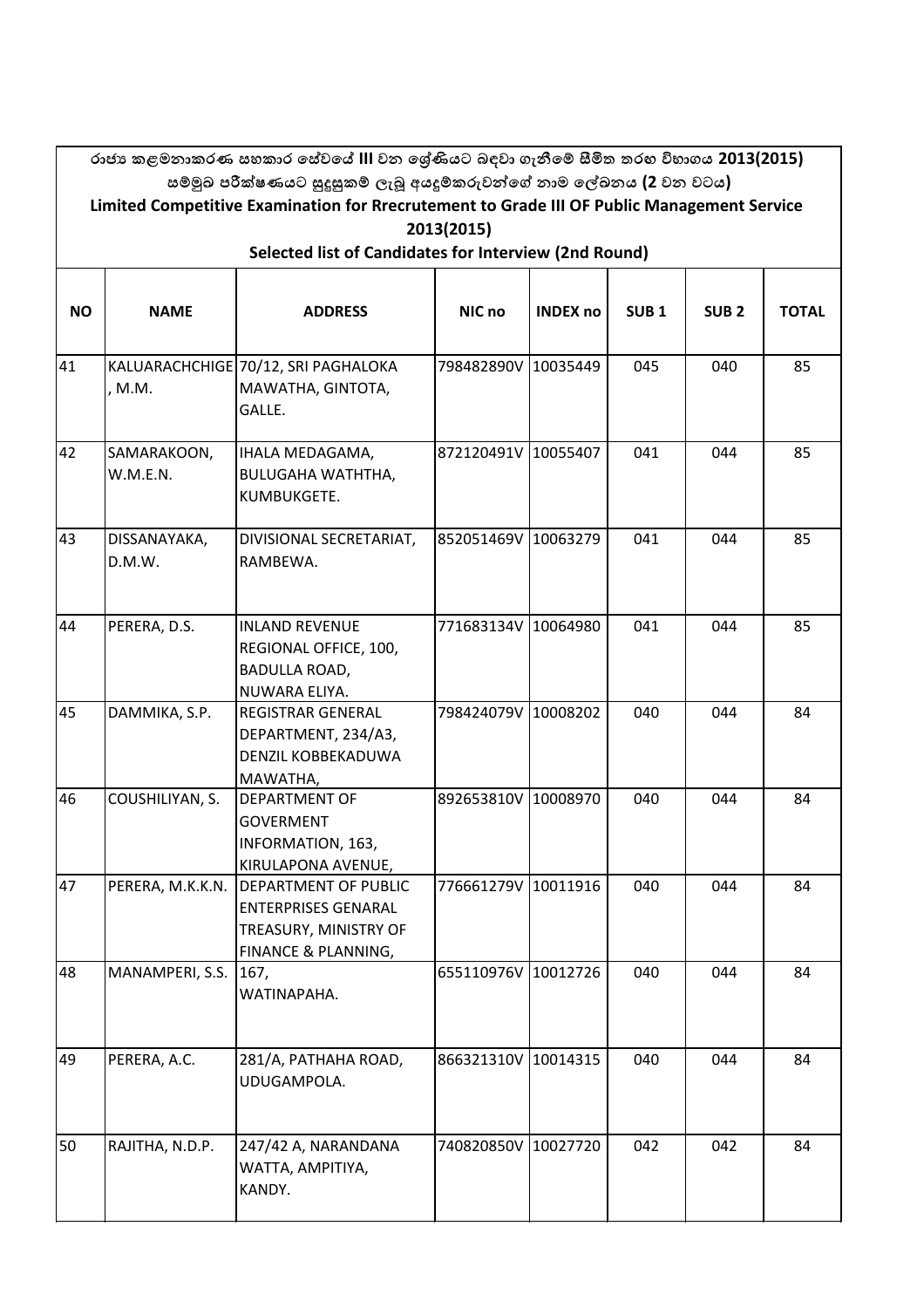රාජ්‍ය කළමනාකරණ සහකාර සේවයේ III වන ශ්‍රේණියට බඳවා ගැනීමේ සීමිත තරඟ විභාගය 2013(2015)
සම්මුඛ පරීක්ෂණයට සුදුසුකම් ලැබූ අයදුම්කරුවන්ගේ නාම ලේඛනය (2 වන වටය)

**Limited Competitive Examination for Rrecrutement to Grade III OF Public Management Service 2013(2015)**

**Selected list of Candidates for Interview (2nd Round)**

| NO | NAME | ADDRESS | NIC no | INDEX no | SUB 1 | SUB 2 | TOTAL |
|---|---|---|---|---|---|---|---|
| 41 | KALUARACHCHIGE, M.M. | 70/12, SRI PAGHALOKA MAWATHA, GINTOTA, GALLE. | 798482890V | 10035449 | 045 | 040 | 85 |
| 42 | SAMARAKOON, W.M.E.N. | IHALA MEDAGAMA, BULUGAHA WATHTHA, KUMBUKGETE. | 872120491V | 10055407 | 041 | 044 | 85 |
| 43 | DISSANAYAKA, D.M.W. | DIVISIONAL SECRETARIAT, RAMBEWA. | 852051469V | 10063279 | 041 | 044 | 85 |
| 44 | PERERA, D.S. | INLAND REVENUE REGIONAL OFFICE, 100, BADULLA ROAD, NUWARA ELIYA. | 771683134V | 10064980 | 041 | 044 | 85 |
| 45 | DAMMIKA, S.P. | REGISTRAR GENERAL DEPARTMENT, 234/A3, DENZIL KOBBEKADUWA MAWATHA, | 798424079V | 10008202 | 040 | 044 | 84 |
| 46 | COUSHILIYAN, S. | DEPARTMENT OF GOVERMENT INFORMATION, 163, KIRULAPONA AVENUE, | 892653810V | 10008970 | 040 | 044 | 84 |
| 47 | PERERA, M.K.K.N. | DEPARTMENT OF PUBLIC ENTERPRISES GENARAL TREASURY, MINISTRY OF FINANCE & PLANNING, | 776661279V | 10011916 | 040 | 044 | 84 |
| 48 | MANAMPERI, S.S. | 167, WATINAPAHA. | 655110976V | 10012726 | 040 | 044 | 84 |
| 49 | PERERA, A.C. | 281/A, PATHAHA ROAD, UDUGAMPOLA. | 866321310V | 10014315 | 040 | 044 | 84 |
| 50 | RAJITHA, N.D.P. | 247/42 A, NARANDANA WATTA, AMPITIYA, KANDY. | 740820850V | 10027720 | 042 | 042 | 84 |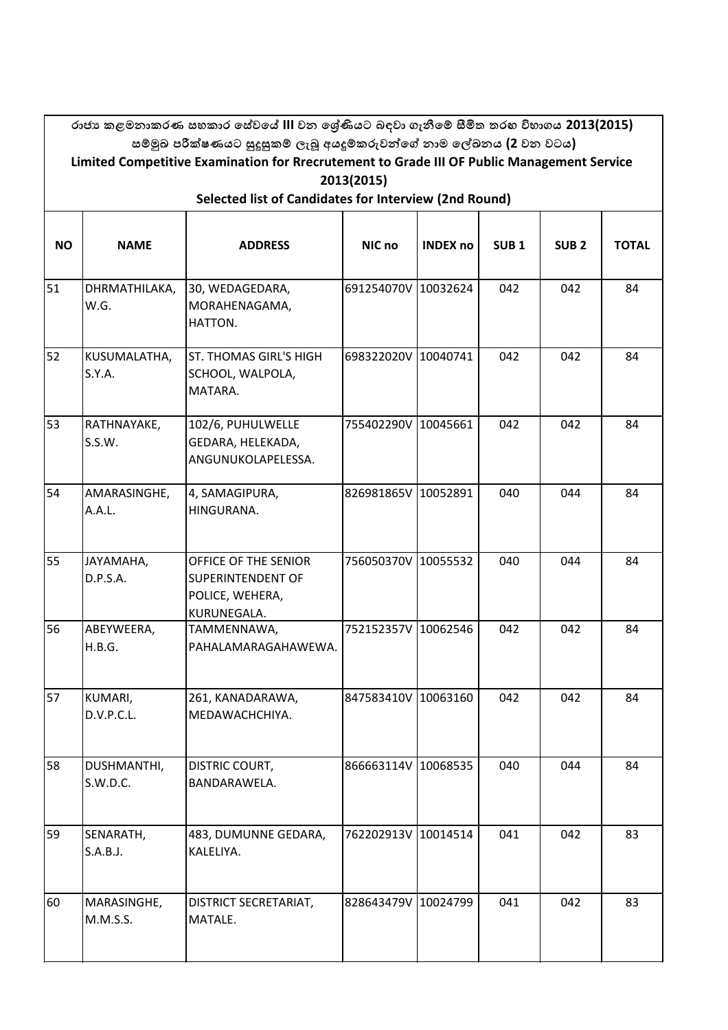රාජ්‍ය කළමනාකරණ සහකාර සේවයේ **III** වන ශ්‍රේණියට බඳවා ගැනීමේ සීමිත තරඟ විභාගය **2013(2015)**
සම්මුඛ පරීක්ෂණයට සුදුසුකම් ලැබූ අයදුම්කරුවන්ගේ නාම ලේඛනය **(2** වන වටය**)**

**Limited Competitive Examination for Rrecrutement to Grade III OF Public Management Service 2013(2015)**

**Selected list of Candidates for Interview (2nd Round)**

| NO | NAME | ADDRESS | NIC no | INDEX no | SUB 1 | SUB 2 | TOTAL |
|---|---|---|---|---|---|---|---|
| 51 | DHRMATHILAKA, W.G. | 30, WEDAGEDARA, MORAHENAGAMA, HATTON. | 691254070V | 10032624 | 042 | 042 | 84 |
| 52 | KUSUMALATHA, S.Y.A. | ST. THOMAS GIRL'S HIGH SCHOOL, WALPOLA, MATARA. | 698322020V | 10040741 | 042 | 042 | 84 |
| 53 | RATHNAYAKE, S.S.W. | 102/6, PUHULWELLE GEDARA, HELEKADA, ANGUNUKOLAPELESSA. | 755402290V | 10045661 | 042 | 042 | 84 |
| 54 | AMARASINGHE, A.A.L. | 4, SAMAGIPURA, HINGURANA. | 826981865V | 10052891 | 040 | 044 | 84 |
| 55 | JAYAMAHA, D.P.S.A. | OFFICE OF THE SENIOR SUPERINTENDENT OF POLICE, WEHERA, KURUNEGALA. | 756050370V | 10055532 | 040 | 044 | 84 |
| 56 | ABEYWEERA, H.B.G. | TAMMENNAWA, PAHALAMARAGAHAWEWA. | 752152357V | 10062546 | 042 | 042 | 84 |
| 57 | KUMARI, D.V.P.C.L. | 261, KANADARAWA, MEDAWACHCHIYA. | 847583410V | 10063160 | 042 | 042 | 84 |
| 58 | DUSHMANTHI, S.W.D.C. | DISTRIC COURT, BANDARAWELA. | 866663114V | 10068535 | 040 | 044 | 84 |
| 59 | SENARATH, S.A.B.J. | 483, DUMUNNE GEDARA, KALELIYA. | 762202913V | 10014514 | 041 | 042 | 83 |
| 60 | MARASINGHE, M.M.S.S. | DISTRICT SECRETARIAT, MATALE. | 828643479V | 10024799 | 041 | 042 | 83 |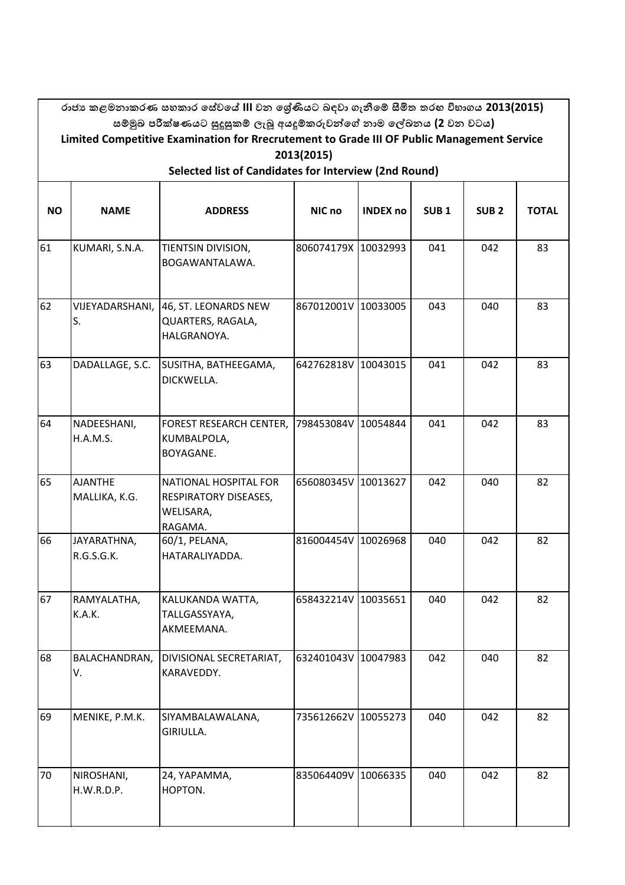රාජ්‍ය කළමනාකරණ සහකාර සේවයේ III වන ශ්‍රේණියට බඳවා ගැනීමේ සීමිත තරඟ විභාගය 2013(2015)
සම්මුඛ පරීක්ෂණයට සුදුසුකම් ලැබූ අයදුම්කරුවන්ගේ නාම ලේඛනය (2 වන වටය)

**Limited Competitive Examination for Rrecrutement to Grade III OF Public Management Service 2013(2015)**

**Selected list of Candidates for Interview (2nd Round)**

| NO | NAME | ADDRESS | NIC no | INDEX no | SUB 1 | SUB 2 | TOTAL |
|---|---|---|---|---|---|---|---|
| 61 | KUMARI, S.N.A. | TIENTSIN DIVISION, BOGAWANTALAWA. | 806074179X | 10032993 | 041 | 042 | 83 |
| 62 | VIJEYADARSHANI, S. | 46, ST. LEONARDS NEW QUARTERS, RAGALA, HALGRANOYA. | 867012001V | 10033005 | 043 | 040 | 83 |
| 63 | DADALLAGE, S.C. | SUSITHA, BATHEEGAMA, DICKWELLA. | 642762818V | 10043015 | 041 | 042 | 83 |
| 64 | NADEESHANI, H.A.M.S. | FOREST RESEARCH CENTER, KUMBALPOLA, BOYAGANE. | 798453084V | 10054844 | 041 | 042 | 83 |
| 65 | AJANTHE MALLIKA, K.G. | NATIONAL HOSPITAL FOR RESPIRATORY DISEASES, WELISARA, RAGAMA. | 656080345V | 10013627 | 042 | 040 | 82 |
| 66 | JAYARATHNA, R.G.S.G.K. | 60/1, PELANA, HATARALIYADDA. | 816004454V | 10026968 | 040 | 042 | 82 |
| 67 | RAMYALATHA, K.A.K. | KALUKANDA WATTA, TALLGASSYAYA, AKMEEMANA. | 658432214V | 10035651 | 040 | 042 | 82 |
| 68 | BALACHANDRAN, V. | DIVISIONAL SECRETARIAT, KARAVEDDY. | 632401043V | 10047983 | 042 | 040 | 82 |
| 69 | MENIKE, P.M.K. | SIYAMBALAWALANA, GIRIULLA. | 735612662V | 10055273 | 040 | 042 | 82 |
| 70 | NIROSHANI, H.W.R.D.P. | 24, YAPAMMA, HOPTON. | 835064409V | 10066335 | 040 | 042 | 82 |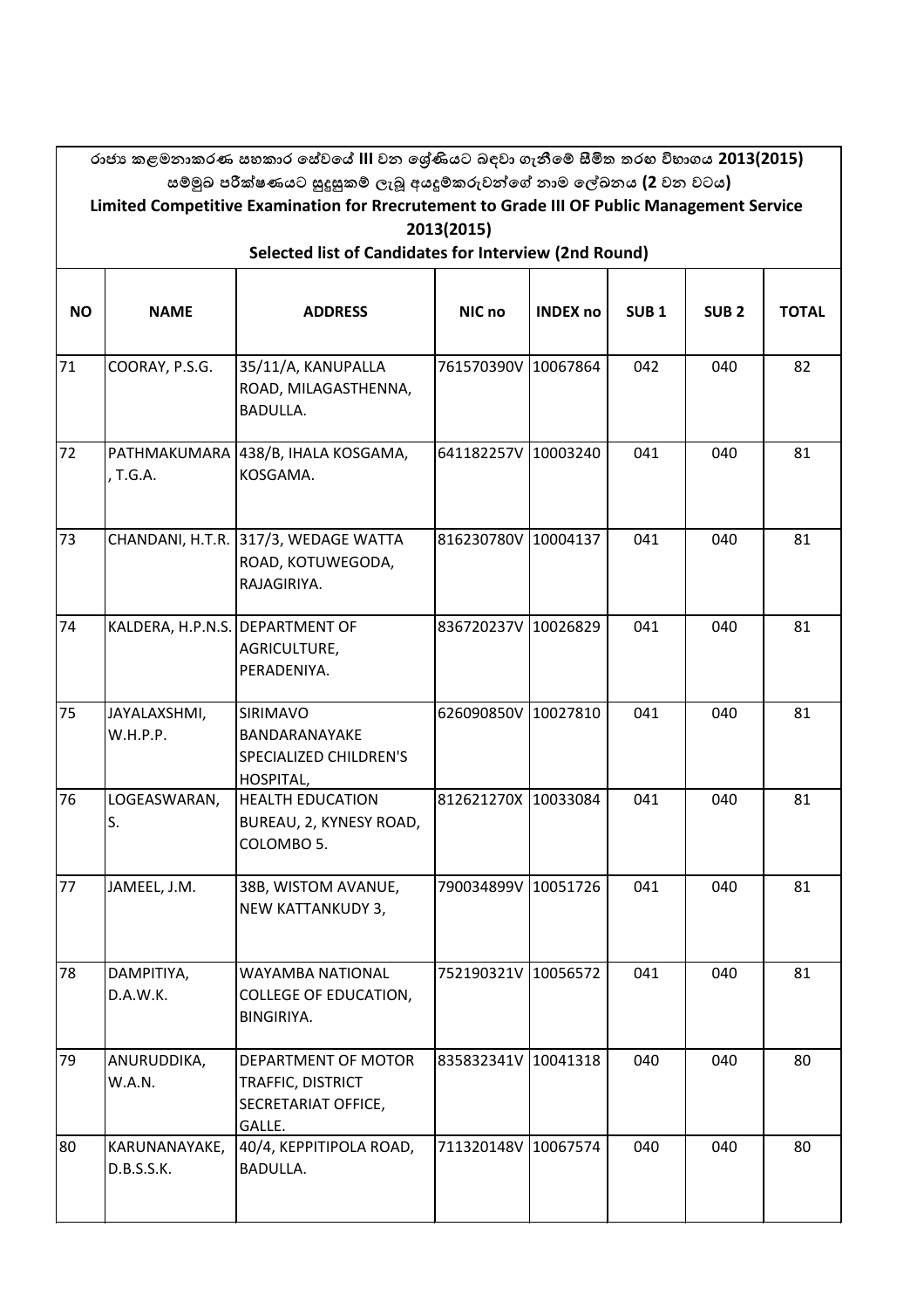රාජ්‍ය කළමනාකරණ සහකාර සේවයේ III වන ශ්‍රේණියට බඳවා ගැනීමේ සීමිත තරඟ විභාගය 2013(2015) සම්මුඛ පරීක්ෂණයට සුදුසුකම් ලැබූ අයදුම්කරුවන්ගේ නාම ලේඛනය (2 වන වටය)

**Limited Competitive Examination for Rrecrutement to Grade III OF Public Management Service 2013(2015)**

**Selected list of Candidates for Interview (2nd Round)**

| NO | NAME | ADDRESS | NIC no | INDEX no | SUB 1 | SUB 2 | TOTAL |
|---|---|---|---|---|---|---|---|
| 71 | COORAY, P.S.G. | 35/11/A, KANUPALLA ROAD, MILAGASTHENNA, BADULLA. | 761570390V | 10067864 | 042 | 040 | 82 |
| 72 | PATHMAKUMARA, T.G.A. | 438/B, IHALA KOSGAMA, KOSGAMA. | 641182257V | 10003240 | 041 | 040 | 81 |
| 73 | CHANDANI, H.T.R. | 317/3, WEDAGE WATTA ROAD, KOTUWEGODA, RAJAGIRIYA. | 816230780V | 10004137 | 041 | 040 | 81 |
| 74 | KALDERA, H.P.N.S. | DEPARTMENT OF AGRICULTURE, PERADENIYA. | 836720237V | 10026829 | 041 | 040 | 81 |
| 75 | JAYALAXSHMI, W.H.P.P. | SIRIMAVO BANDARANAYAKE SPECIALIZED CHILDREN'S HOSPITAL, | 626090850V | 10027810 | 041 | 040 | 81 |
| 76 | LOGEASWARAN, S. | HEALTH EDUCATION BUREAU, 2, KYNESY ROAD, COLOMBO 5. | 812621270X | 10033084 | 041 | 040 | 81 |
| 77 | JAMEEL, J.M. | 38B, WISTOM AVANUE, NEW KATTANKUDY 3, | 790034899V | 10051726 | 041 | 040 | 81 |
| 78 | DAMPITIYA, D.A.W.K. | WAYAMBA NATIONAL COLLEGE OF EDUCATION, BINGIRIYA. | 752190321V | 10056572 | 041 | 040 | 81 |
| 79 | ANURUDDIKA, W.A.N. | DEPARTMENT OF MOTOR TRAFFIC, DISTRICT SECRETARIAT OFFICE, GALLE. | 835832341V | 10041318 | 040 | 040 | 80 |
| 80 | KARUNANAYAKE, D.B.S.S.K. | 40/4, KEPPITIPOLA ROAD, BADULLA. | 711320148V | 10067574 | 040 | 040 | 80 |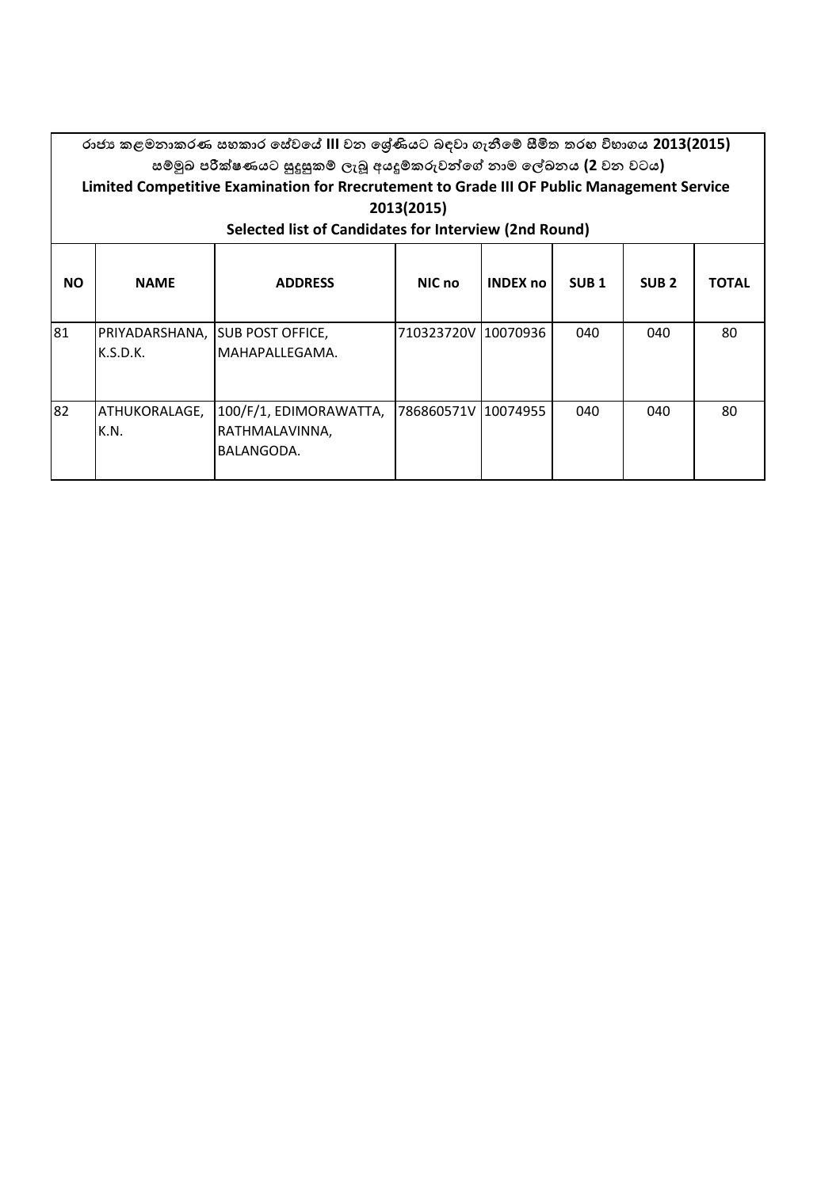රාජ්‍ය කළමනාකරණ සහකාර සේවයේ III වන ශ්‍රේණියට බඳවා ගැනීමේ සීමිත තරඟ විභාගය 2013(2015)
සම්මුඛ පරීක්ෂණයට සුදුසුකම් ලැබූ අයදුම්කරුවන්ගේ නාම ලේඛනය (2 වන වටය)

**Limited Competitive Examination for Rrecrutement to Grade III OF Public Management Service 2013(2015)**

**Selected list of Candidates for Interview (2nd Round)**

| NO | NAME | ADDRESS | NIC no | INDEX no | SUB 1 | SUB 2 | TOTAL |
|---|---|---|---|---|---|---|---|
| 81 | PRIYADARSHANA, K.S.D.K. | SUB POST OFFICE, MAHAPALLEGAMA. | 710323720V | 10070936 | 040 | 040 | 80 |
| 82 | ATHUKORALAGE, K.N. | 100/F/1, EDIMORAWATTA, RATHMALAVINNA, BALANGODA. | 786860571V | 10074955 | 040 | 040 | 80 |